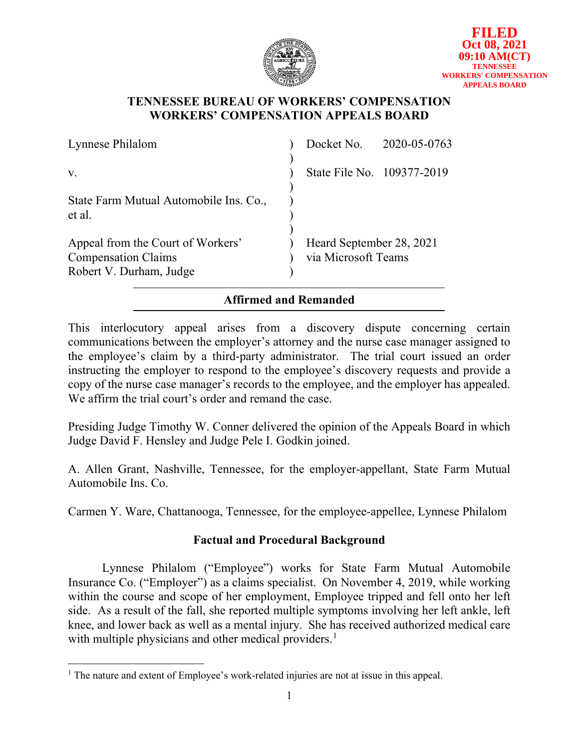FILED
Oct 08, 2021
09:10 AM(CT)
TENNESSEE
WORKERS' COMPENSATION
APPEALS BOARD

# TENNESSEE BUREAU OF WORKERS' COMPENSATION
# WORKERS' COMPENSATION APPEALS BOARD

| | | |
|---|---|---|
| Lynnese Philalom | ) | Docket No. 2020-05-0763 |
| | ) | |
| v. | ) | State File No. 109377-2019 |
| | ) | |
| State Farm Mutual Automobile Ins. Co., et al. | ) | |
| | ) | |
| Appeal from the Court of Workers' Compensation Claims | ) | Heard September 28, 2021 via Microsoft Teams |
| Robert V. Durham, Judge | ) | |

**Affirmed and Remanded**

This interlocutory appeal arises from a discovery dispute concerning certain communications between the employer's attorney and the nurse case manager assigned to the employee's claim by a third-party administrator. The trial court issued an order instructing the employer to respond to the employee's discovery requests and provide a copy of the nurse case manager's records to the employee, and the employer has appealed. We affirm the trial court's order and remand the case.

Presiding Judge Timothy W. Conner delivered the opinion of the Appeals Board in which Judge David F. Hensley and Judge Pele I. Godkin joined.

A. Allen Grant, Nashville, Tennessee, for the employer-appellant, State Farm Mutual Automobile Ins. Co.

Carmen Y. Ware, Chattanooga, Tennessee, for the employee-appellee, Lynnese Philalom

## Factual and Procedural Background

Lynnese Philalom ("Employee") works for State Farm Mutual Automobile Insurance Co. ("Employer") as a claims specialist. On November 4, 2019, while working within the course and scope of her employment, Employee tripped and fell onto her left side. As a result of the fall, she reported multiple symptoms involving her left ankle, left knee, and lower back as well as a mental injury. She has received authorized medical care with multiple physicians and other medical providers.[1]

[1] The nature and extent of Employee's work-related injuries are not at issue in this appeal.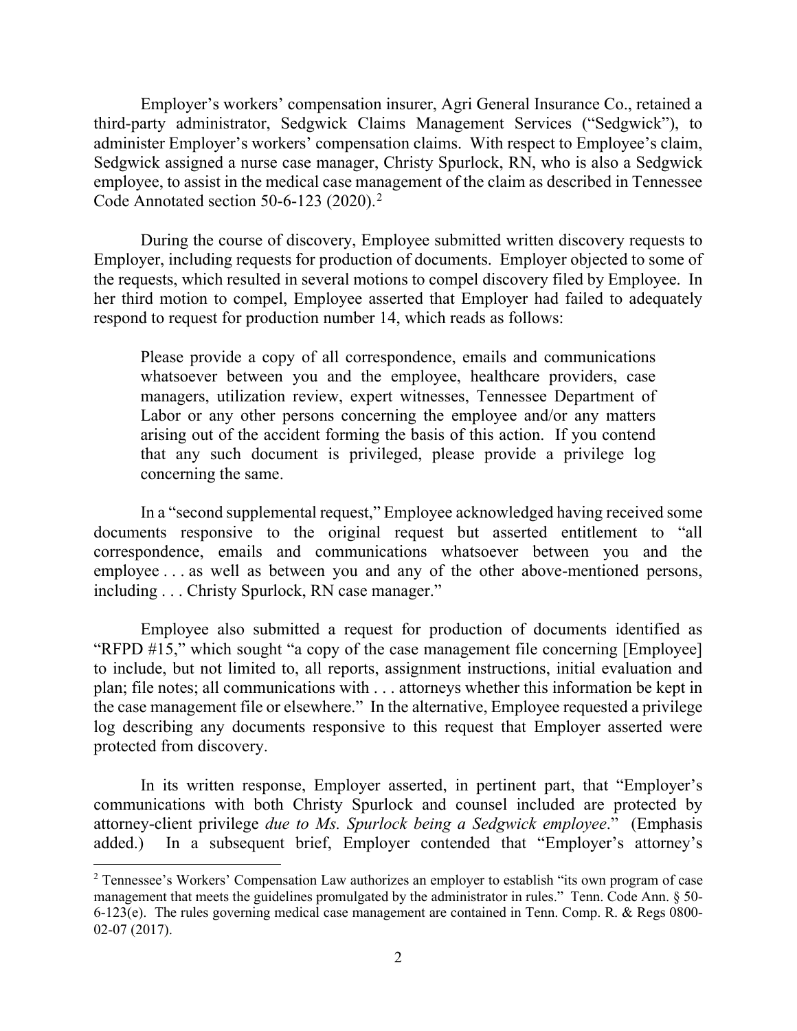Employer's workers' compensation insurer, Agri General Insurance Co., retained a third-party administrator, Sedgwick Claims Management Services ("Sedgwick"), to administer Employer's workers' compensation claims. With respect to Employee's claim, Sedgwick assigned a nurse case manager, Christy Spurlock, RN, who is also a Sedgwick employee, to assist in the medical case management of the claim as described in Tennessee Code Annotated section 50-6-123 (2020).[2]

During the course of discovery, Employee submitted written discovery requests to Employer, including requests for production of documents. Employer objected to some of the requests, which resulted in several motions to compel discovery filed by Employee. In her third motion to compel, Employee asserted that Employer had failed to adequately respond to request for production number 14, which reads as follows:

> Please provide a copy of all correspondence, emails and communications whatsoever between you and the employee, healthcare providers, case managers, utilization review, expert witnesses, Tennessee Department of Labor or any other persons concerning the employee and/or any matters arising out of the accident forming the basis of this action. If you contend that any such document is privileged, please provide a privilege log concerning the same.

In a "second supplemental request," Employee acknowledged having received some documents responsive to the original request but asserted entitlement to "all correspondence, emails and communications whatsoever between you and the employee . . . as well as between you and any of the other above-mentioned persons, including . . . Christy Spurlock, RN case manager."

Employee also submitted a request for production of documents identified as "RFPD #15," which sought "a copy of the case management file concerning [Employee] to include, but not limited to, all reports, assignment instructions, initial evaluation and plan; file notes; all communications with . . . attorneys whether this information be kept in the case management file or elsewhere." In the alternative, Employee requested a privilege log describing any documents responsive to this request that Employer asserted were protected from discovery.

In its written response, Employer asserted, in pertinent part, that "Employer's communications with both Christy Spurlock and counsel included are protected by attorney-client privilege *due to Ms. Spurlock being a Sedgwick employee*." (Emphasis added.) In a subsequent brief, Employer contended that "Employer's attorney's

---

[2] Tennessee's Workers' Compensation Law authorizes an employer to establish "its own program of case management that meets the guidelines promulgated by the administrator in rules." Tenn. Code Ann. § 50-6-123(e). The rules governing medical case management are contained in Tenn. Comp. R. & Regs 0800-02-07 (2017).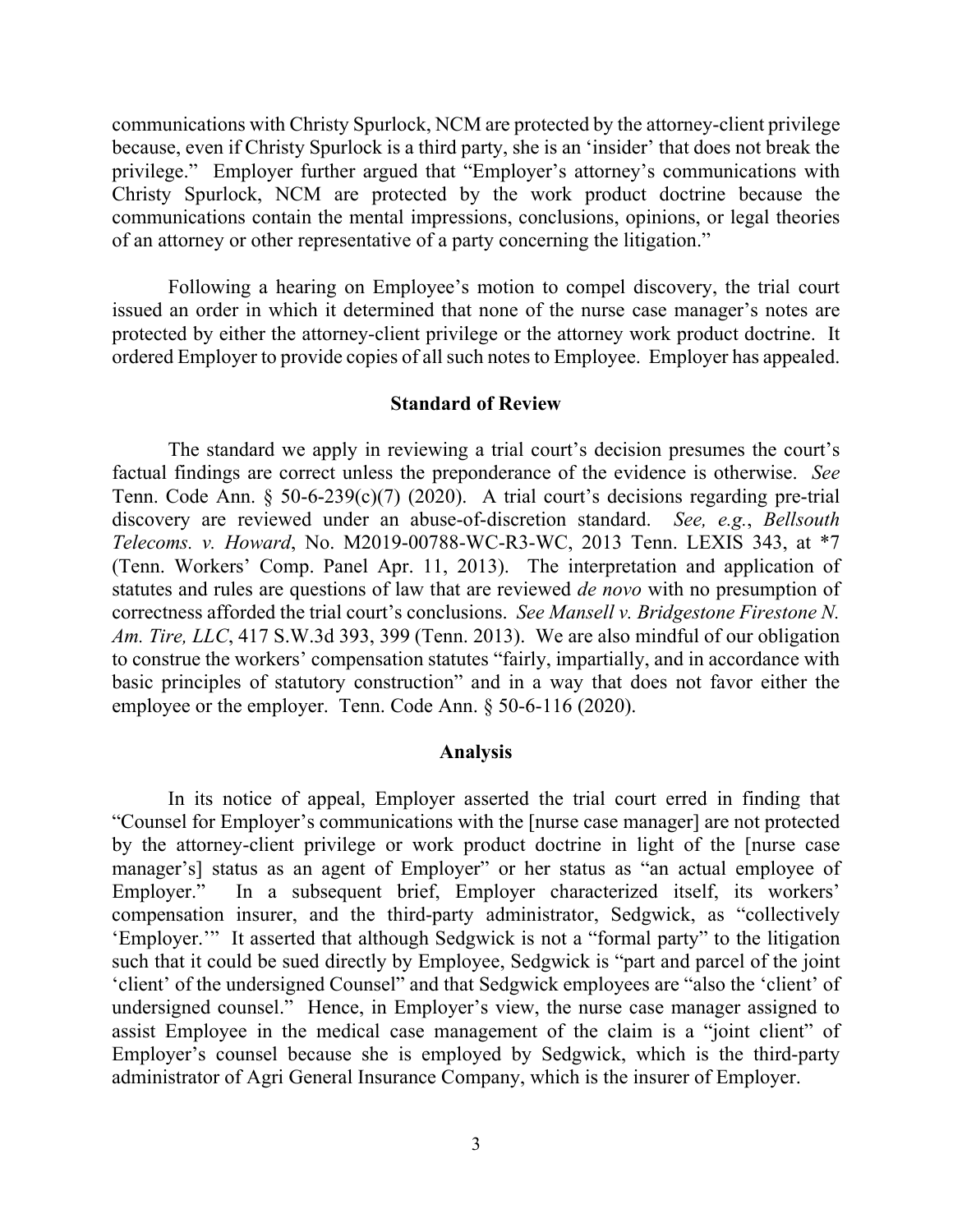communications with Christy Spurlock, NCM are protected by the attorney-client privilege because, even if Christy Spurlock is a third party, she is an 'insider' that does not break the privilege." Employer further argued that "Employer's attorney's communications with Christy Spurlock, NCM are protected by the work product doctrine because the communications contain the mental impressions, conclusions, opinions, or legal theories of an attorney or other representative of a party concerning the litigation."

Following a hearing on Employee's motion to compel discovery, the trial court issued an order in which it determined that none of the nurse case manager's notes are protected by either the attorney-client privilege or the attorney work product doctrine. It ordered Employer to provide copies of all such notes to Employee. Employer has appealed.

## Standard of Review

The standard we apply in reviewing a trial court's decision presumes the court's factual findings are correct unless the preponderance of the evidence is otherwise. *See* Tenn. Code Ann. § 50-6-239(c)(7) (2020). A trial court's decisions regarding pre-trial discovery are reviewed under an abuse-of-discretion standard. *See, e.g.*, *Bellsouth Telecoms. v. Howard*, No. M2019-00788-WC-R3-WC, 2013 Tenn. LEXIS 343, at *7 (Tenn. Workers' Comp. Panel Apr. 11, 2013). The interpretation and application of statutes and rules are questions of law that are reviewed *de novo* with no presumption of correctness afforded the trial court's conclusions. *See Mansell v. Bridgestone Firestone N. Am. Tire, LLC*, 417 S.W.3d 393, 399 (Tenn. 2013). We are also mindful of our obligation to construe the workers' compensation statutes "fairly, impartially, and in accordance with basic principles of statutory construction" and in a way that does not favor either the employee or the employer. Tenn. Code Ann. § 50-6-116 (2020).

## Analysis

In its notice of appeal, Employer asserted the trial court erred in finding that "Counsel for Employer's communications with the [nurse case manager] are not protected by the attorney-client privilege or work product doctrine in light of the [nurse case manager's] status as an agent of Employer" or her status as "an actual employee of Employer." In a subsequent brief, Employer characterized itself, its workers' compensation insurer, and the third-party administrator, Sedgwick, as "collectively 'Employer.'" It asserted that although Sedgwick is not a "formal party" to the litigation such that it could be sued directly by Employee, Sedgwick is "part and parcel of the joint 'client' of the undersigned Counsel" and that Sedgwick employees are "also the 'client' of undersigned counsel." Hence, in Employer's view, the nurse case manager assigned to assist Employee in the medical case management of the claim is a "joint client" of Employer's counsel because she is employed by Sedgwick, which is the third-party administrator of Agri General Insurance Company, which is the insurer of Employer.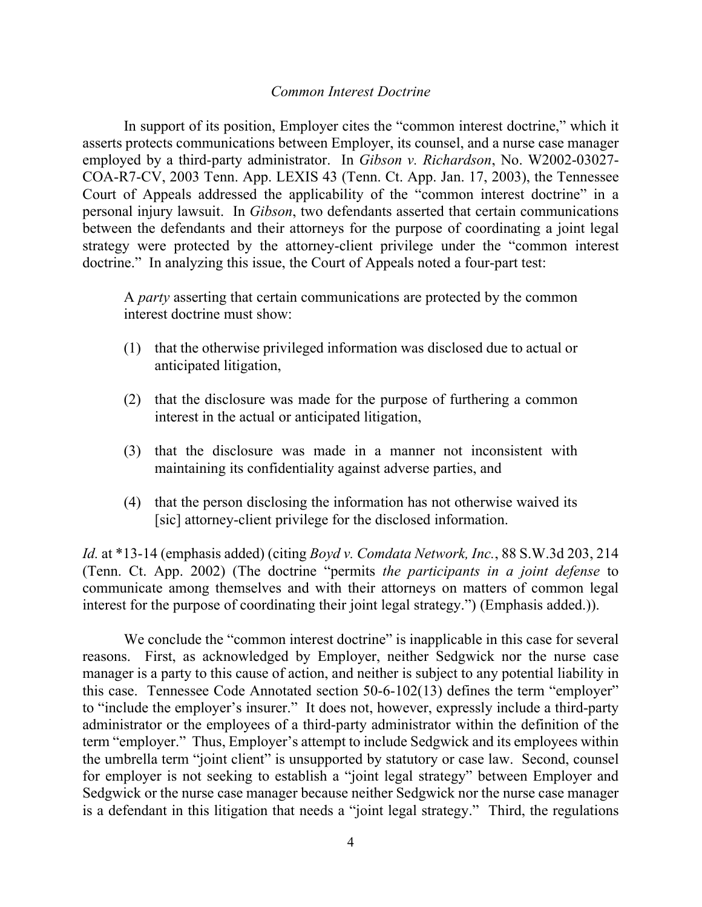*Common Interest Doctrine*

In support of its position, Employer cites the "common interest doctrine," which it asserts protects communications between Employer, its counsel, and a nurse case manager employed by a third-party administrator. In *Gibson v. Richardson*, No. W2002-03027-COA-R7-CV, 2003 Tenn. App. LEXIS 43 (Tenn. Ct. App. Jan. 17, 2003), the Tennessee Court of Appeals addressed the applicability of the "common interest doctrine" in a personal injury lawsuit. In *Gibson*, two defendants asserted that certain communications between the defendants and their attorneys for the purpose of coordinating a joint legal strategy were protected by the attorney-client privilege under the "common interest doctrine." In analyzing this issue, the Court of Appeals noted a four-part test:

> A *party* asserting that certain communications are protected by the common interest doctrine must show:
>
> (1) that the otherwise privileged information was disclosed due to actual or anticipated litigation,
>
> (2) that the disclosure was made for the purpose of furthering a common interest in the actual or anticipated litigation,
>
> (3) that the disclosure was made in a manner not inconsistent with maintaining its confidentiality against adverse parties, and
>
> (4) that the person disclosing the information has not otherwise waived its [sic] attorney-client privilege for the disclosed information.

*Id.* at *13-14 (emphasis added) (citing *Boyd v. Comdata Network, Inc.*, 88 S.W.3d 203, 214 (Tenn. Ct. App. 2002) (The doctrine "permits *the participants in a joint defense* to communicate among themselves and with their attorneys on matters of common legal interest for the purpose of coordinating their joint legal strategy.") (Emphasis added.)).

We conclude the "common interest doctrine" is inapplicable in this case for several reasons. First, as acknowledged by Employer, neither Sedgwick nor the nurse case manager is a party to this cause of action, and neither is subject to any potential liability in this case. Tennessee Code Annotated section 50-6-102(13) defines the term "employer" to "include the employer's insurer." It does not, however, expressly include a third-party administrator or the employees of a third-party administrator within the definition of the term "employer." Thus, Employer's attempt to include Sedgwick and its employees within the umbrella term "joint client" is unsupported by statutory or case law. Second, counsel for employer is not seeking to establish a "joint legal strategy" between Employer and Sedgwick or the nurse case manager because neither Sedgwick nor the nurse case manager is a defendant in this litigation that needs a "joint legal strategy." Third, the regulations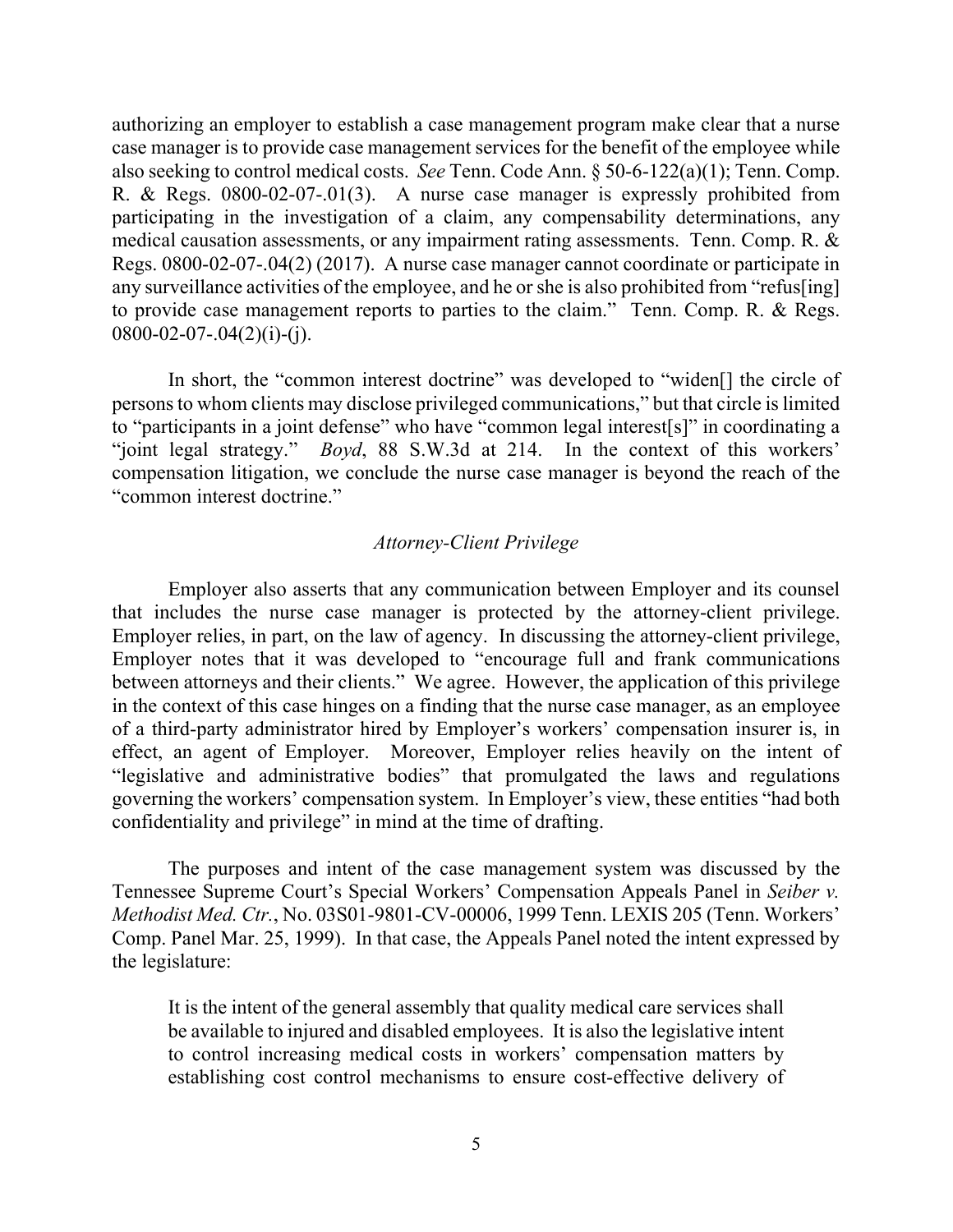authorizing an employer to establish a case management program make clear that a nurse case manager is to provide case management services for the benefit of the employee while also seeking to control medical costs. *See* Tenn. Code Ann. § 50-6-122(a)(1); Tenn. Comp. R. & Regs. 0800-02-07-.01(3). A nurse case manager is expressly prohibited from participating in the investigation of a claim, any compensability determinations, any medical causation assessments, or any impairment rating assessments. Tenn. Comp. R. & Regs. 0800-02-07-.04(2) (2017). A nurse case manager cannot coordinate or participate in any surveillance activities of the employee, and he or she is also prohibited from "refus[ing] to provide case management reports to parties to the claim." Tenn. Comp. R. & Regs. 0800-02-07-.04(2)(i)-(j).

In short, the "common interest doctrine" was developed to "widen[] the circle of persons to whom clients may disclose privileged communications," but that circle is limited to "participants in a joint defense" who have "common legal interest[s]" in coordinating a "joint legal strategy." *Boyd*, 88 S.W.3d at 214. In the context of this workers' compensation litigation, we conclude the nurse case manager is beyond the reach of the "common interest doctrine."

### *Attorney-Client Privilege*

Employer also asserts that any communication between Employer and its counsel that includes the nurse case manager is protected by the attorney-client privilege. Employer relies, in part, on the law of agency. In discussing the attorney-client privilege, Employer notes that it was developed to "encourage full and frank communications between attorneys and their clients." We agree. However, the application of this privilege in the context of this case hinges on a finding that the nurse case manager, as an employee of a third-party administrator hired by Employer's workers' compensation insurer is, in effect, an agent of Employer. Moreover, Employer relies heavily on the intent of "legislative and administrative bodies" that promulgated the laws and regulations governing the workers' compensation system. In Employer's view, these entities "had both confidentiality and privilege" in mind at the time of drafting.

The purposes and intent of the case management system was discussed by the Tennessee Supreme Court's Special Workers' Compensation Appeals Panel in *Seiber v. Methodist Med. Ctr.*, No. 03S01-9801-CV-00006, 1999 Tenn. LEXIS 205 (Tenn. Workers' Comp. Panel Mar. 25, 1999). In that case, the Appeals Panel noted the intent expressed by the legislature:

> It is the intent of the general assembly that quality medical care services shall be available to injured and disabled employees. It is also the legislative intent to control increasing medical costs in workers' compensation matters by establishing cost control mechanisms to ensure cost-effective delivery of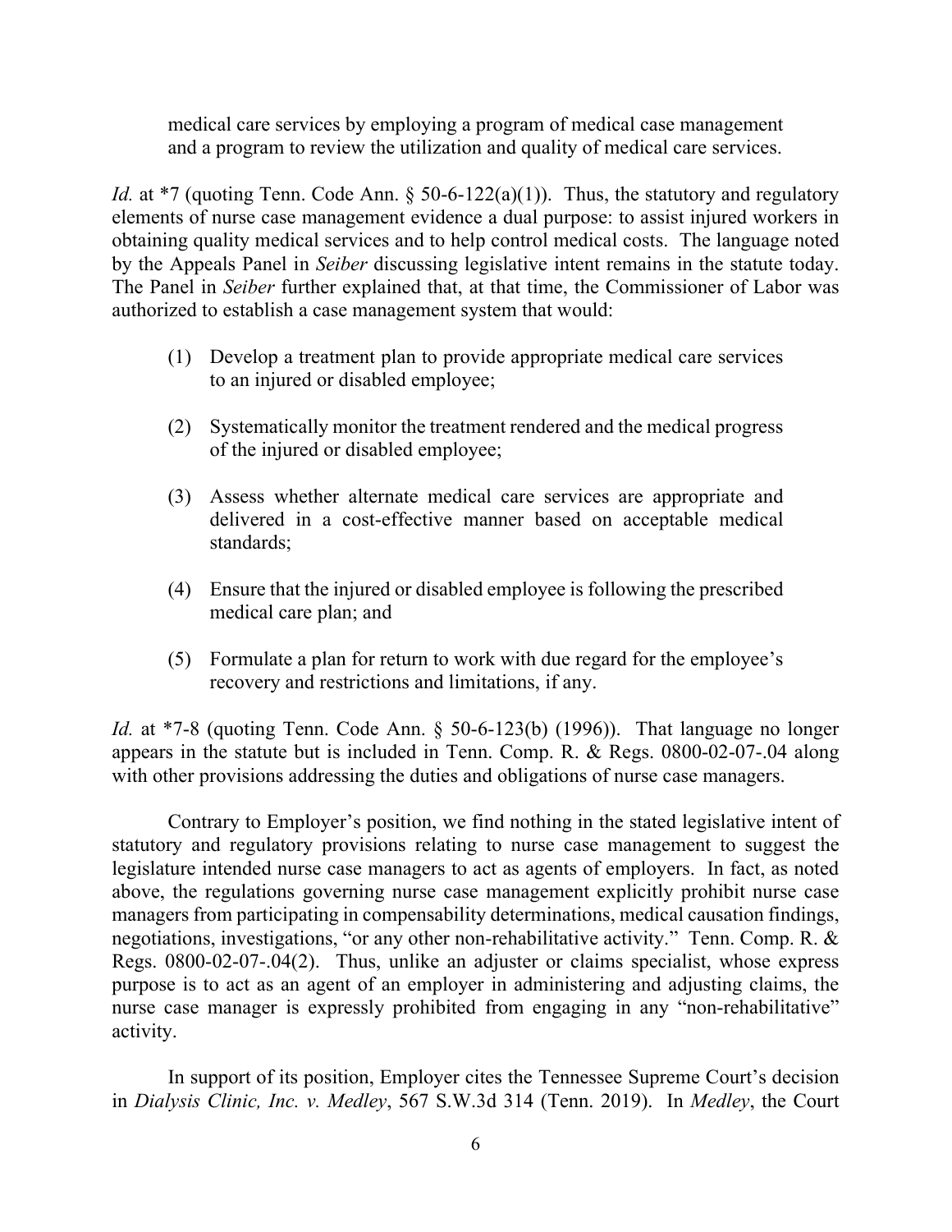> medical care services by employing a program of medical case management and a program to review the utilization and quality of medical care services.

*Id.* at *7 (quoting Tenn. Code Ann. § 50-6-122(a)(1)). Thus, the statutory and regulatory elements of nurse case management evidence a dual purpose: to assist injured workers in obtaining quality medical services and to help control medical costs. The language noted by the Appeals Panel in *Seiber* discussing legislative intent remains in the statute today. The Panel in *Seiber* further explained that, at that time, the Commissioner of Labor was authorized to establish a case management system that would:

> (1) Develop a treatment plan to provide appropriate medical care services to an injured or disabled employee;
>
> (2) Systematically monitor the treatment rendered and the medical progress of the injured or disabled employee;
>
> (3) Assess whether alternate medical care services are appropriate and delivered in a cost-effective manner based on acceptable medical standards;
>
> (4) Ensure that the injured or disabled employee is following the prescribed medical care plan; and
>
> (5) Formulate a plan for return to work with due regard for the employee's recovery and restrictions and limitations, if any.

*Id.* at *7-8 (quoting Tenn. Code Ann. § 50-6-123(b) (1996)). That language no longer appears in the statute but is included in Tenn. Comp. R. & Regs. 0800-02-07-.04 along with other provisions addressing the duties and obligations of nurse case managers.

Contrary to Employer's position, we find nothing in the stated legislative intent of statutory and regulatory provisions relating to nurse case management to suggest the legislature intended nurse case managers to act as agents of employers. In fact, as noted above, the regulations governing nurse case management explicitly prohibit nurse case managers from participating in compensability determinations, medical causation findings, negotiations, investigations, "or any other non-rehabilitative activity." Tenn. Comp. R. & Regs. 0800-02-07-.04(2). Thus, unlike an adjuster or claims specialist, whose express purpose is to act as an agent of an employer in administering and adjusting claims, the nurse case manager is expressly prohibited from engaging in any "non-rehabilitative" activity.

In support of its position, Employer cites the Tennessee Supreme Court's decision in *Dialysis Clinic, Inc. v. Medley*, 567 S.W.3d 314 (Tenn. 2019). In *Medley*, the Court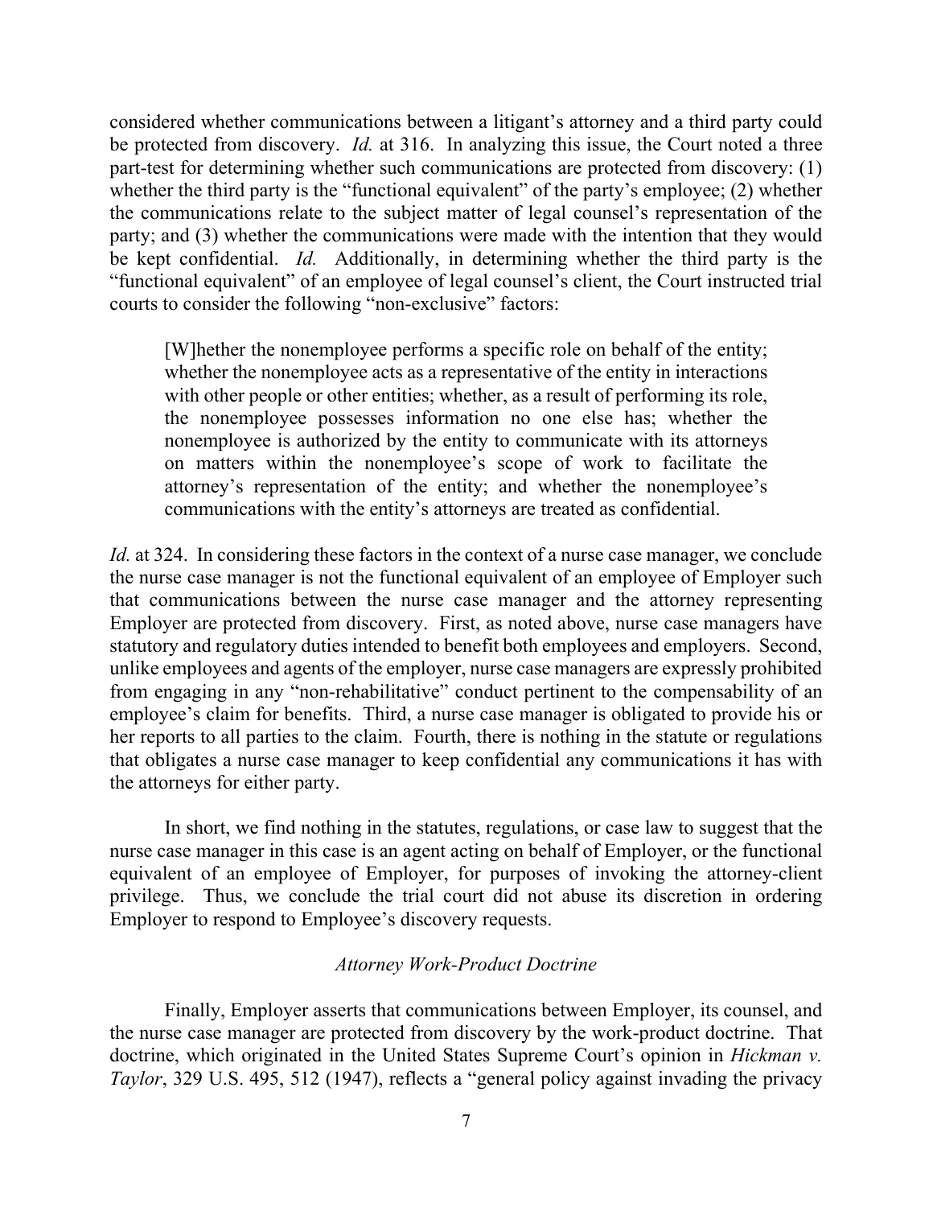considered whether communications between a litigant's attorney and a third party could be protected from discovery. *Id.* at 316. In analyzing this issue, the Court noted a three part-test for determining whether such communications are protected from discovery: (1) whether the third party is the "functional equivalent" of the party's employee; (2) whether the communications relate to the subject matter of legal counsel's representation of the party; and (3) whether the communications were made with the intention that they would be kept confidential. *Id.* Additionally, in determining whether the third party is the "functional equivalent" of an employee of legal counsel's client, the Court instructed trial courts to consider the following "non-exclusive" factors:

> [W]hether the nonemployee performs a specific role on behalf of the entity; whether the nonemployee acts as a representative of the entity in interactions with other people or other entities; whether, as a result of performing its role, the nonemployee possesses information no one else has; whether the nonemployee is authorized by the entity to communicate with its attorneys on matters within the nonemployee's scope of work to facilitate the attorney's representation of the entity; and whether the nonemployee's communications with the entity's attorneys are treated as confidential.

*Id.* at 324. In considering these factors in the context of a nurse case manager, we conclude the nurse case manager is not the functional equivalent of an employee of Employer such that communications between the nurse case manager and the attorney representing Employer are protected from discovery. First, as noted above, nurse case managers have statutory and regulatory duties intended to benefit both employees and employers. Second, unlike employees and agents of the employer, nurse case managers are expressly prohibited from engaging in any "non-rehabilitative" conduct pertinent to the compensability of an employee's claim for benefits. Third, a nurse case manager is obligated to provide his or her reports to all parties to the claim. Fourth, there is nothing in the statute or regulations that obligates a nurse case manager to keep confidential any communications it has with the attorneys for either party.

In short, we find nothing in the statutes, regulations, or case law to suggest that the nurse case manager in this case is an agent acting on behalf of Employer, or the functional equivalent of an employee of Employer, for purposes of invoking the attorney-client privilege. Thus, we conclude the trial court did not abuse its discretion in ordering Employer to respond to Employee's discovery requests.

### *Attorney Work-Product Doctrine*

Finally, Employer asserts that communications between Employer, its counsel, and the nurse case manager are protected from discovery by the work-product doctrine. That doctrine, which originated in the United States Supreme Court's opinion in *Hickman v. Taylor*, 329 U.S. 495, 512 (1947), reflects a "general policy against invading the privacy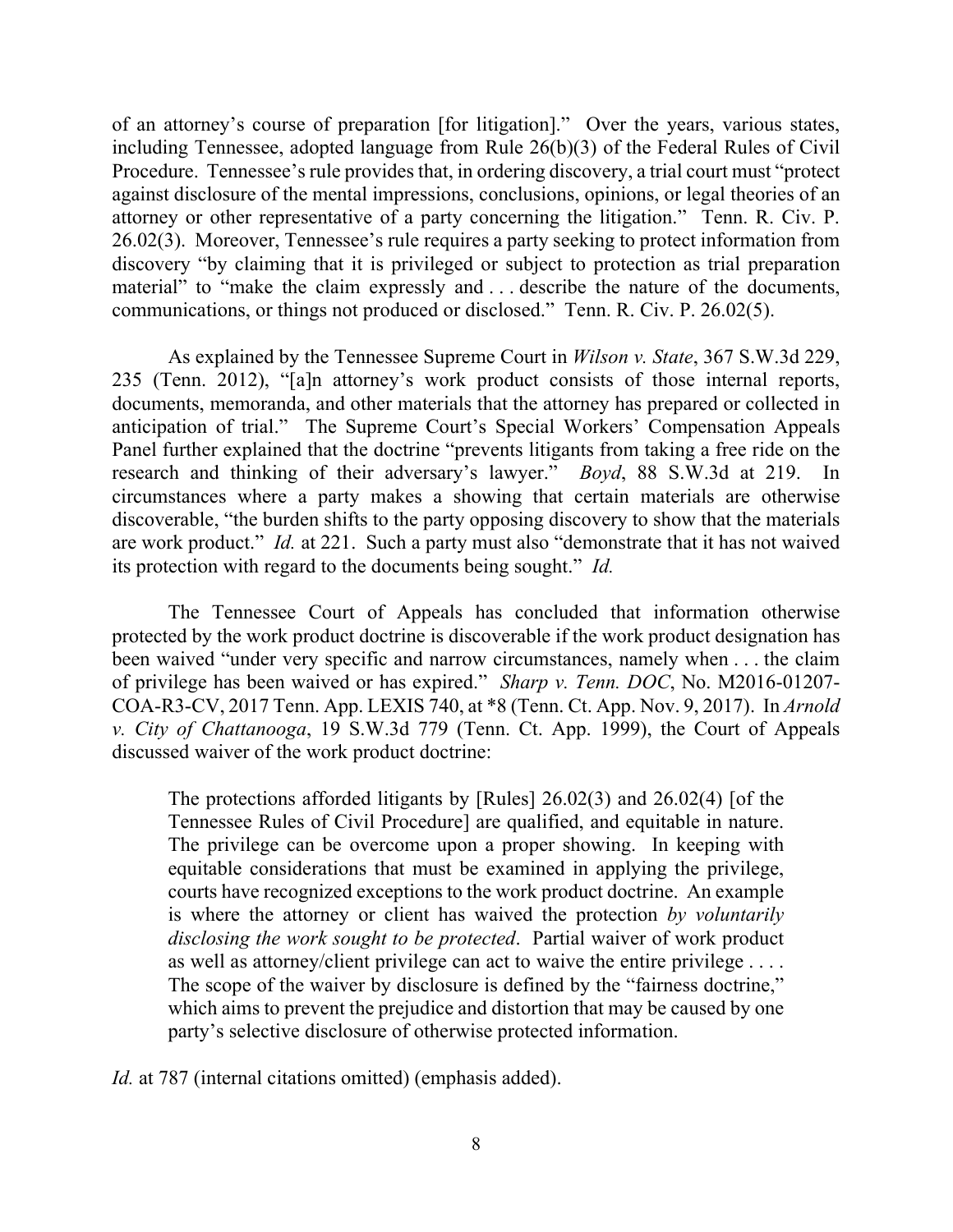of an attorney's course of preparation [for litigation]." Over the years, various states, including Tennessee, adopted language from Rule 26(b)(3) of the Federal Rules of Civil Procedure. Tennessee's rule provides that, in ordering discovery, a trial court must "protect against disclosure of the mental impressions, conclusions, opinions, or legal theories of an attorney or other representative of a party concerning the litigation." Tenn. R. Civ. P. 26.02(3). Moreover, Tennessee's rule requires a party seeking to protect information from discovery "by claiming that it is privileged or subject to protection as trial preparation material" to "make the claim expressly and . . . describe the nature of the documents, communications, or things not produced or disclosed." Tenn. R. Civ. P. 26.02(5).

As explained by the Tennessee Supreme Court in *Wilson v. State*, 367 S.W.3d 229, 235 (Tenn. 2012), "[a]n attorney's work product consists of those internal reports, documents, memoranda, and other materials that the attorney has prepared or collected in anticipation of trial." The Supreme Court's Special Workers' Compensation Appeals Panel further explained that the doctrine "prevents litigants from taking a free ride on the research and thinking of their adversary's lawyer." *Boyd*, 88 S.W.3d at 219. In circumstances where a party makes a showing that certain materials are otherwise discoverable, "the burden shifts to the party opposing discovery to show that the materials are work product." *Id.* at 221. Such a party must also "demonstrate that it has not waived its protection with regard to the documents being sought." *Id.*

The Tennessee Court of Appeals has concluded that information otherwise protected by the work product doctrine is discoverable if the work product designation has been waived "under very specific and narrow circumstances, namely when . . . the claim of privilege has been waived or has expired." *Sharp v. Tenn. DOC*, No. M2016-01207-COA-R3-CV, 2017 Tenn. App. LEXIS 740, at \*8 (Tenn. Ct. App. Nov. 9, 2017). In *Arnold v. City of Chattanooga*, 19 S.W.3d 779 (Tenn. Ct. App. 1999), the Court of Appeals discussed waiver of the work product doctrine:

> The protections afforded litigants by [Rules] 26.02(3) and 26.02(4) [of the Tennessee Rules of Civil Procedure] are qualified, and equitable in nature. The privilege can be overcome upon a proper showing. In keeping with equitable considerations that must be examined in applying the privilege, courts have recognized exceptions to the work product doctrine. An example is where the attorney or client has waived the protection *by voluntarily disclosing the work sought to be protected*. Partial waiver of work product as well as attorney/client privilege can act to waive the entire privilege . . . . The scope of the waiver by disclosure is defined by the "fairness doctrine," which aims to prevent the prejudice and distortion that may be caused by one party's selective disclosure of otherwise protected information.

*Id.* at 787 (internal citations omitted) (emphasis added).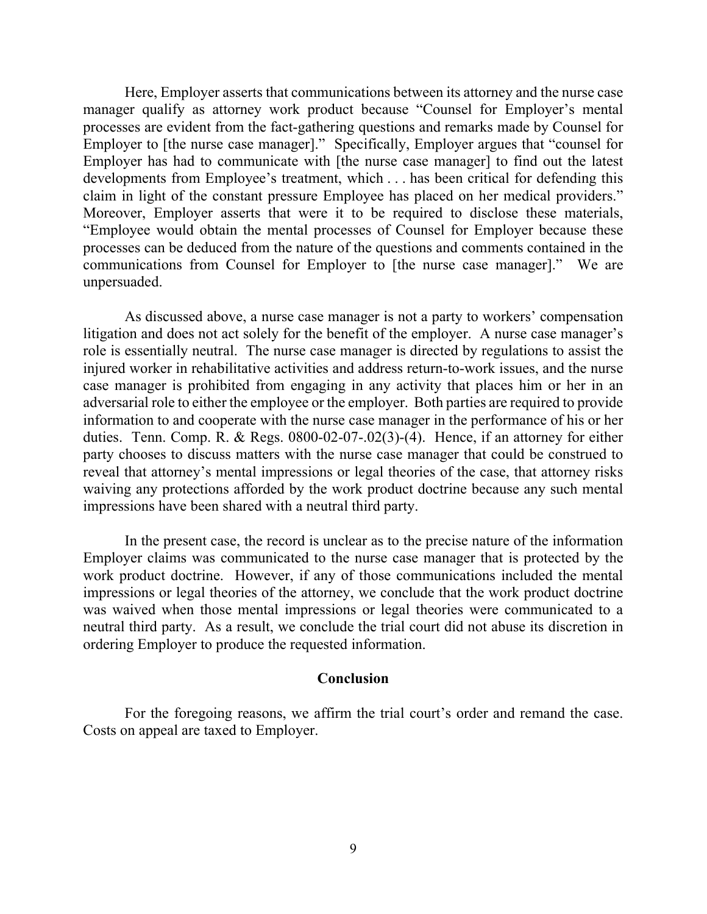Here, Employer asserts that communications between its attorney and the nurse case manager qualify as attorney work product because "Counsel for Employer's mental processes are evident from the fact-gathering questions and remarks made by Counsel for Employer to [the nurse case manager]." Specifically, Employer argues that "counsel for Employer has had to communicate with [the nurse case manager] to find out the latest developments from Employee's treatment, which . . . has been critical for defending this claim in light of the constant pressure Employee has placed on her medical providers." Moreover, Employer asserts that were it to be required to disclose these materials, "Employee would obtain the mental processes of Counsel for Employer because these processes can be deduced from the nature of the questions and comments contained in the communications from Counsel for Employer to [the nurse case manager]." We are unpersuaded.

As discussed above, a nurse case manager is not a party to workers' compensation litigation and does not act solely for the benefit of the employer. A nurse case manager's role is essentially neutral. The nurse case manager is directed by regulations to assist the injured worker in rehabilitative activities and address return-to-work issues, and the nurse case manager is prohibited from engaging in any activity that places him or her in an adversarial role to either the employee or the employer. Both parties are required to provide information to and cooperate with the nurse case manager in the performance of his or her duties. Tenn. Comp. R. & Regs. 0800-02-07-.02(3)-(4). Hence, if an attorney for either party chooses to discuss matters with the nurse case manager that could be construed to reveal that attorney's mental impressions or legal theories of the case, that attorney risks waiving any protections afforded by the work product doctrine because any such mental impressions have been shared with a neutral third party.

In the present case, the record is unclear as to the precise nature of the information Employer claims was communicated to the nurse case manager that is protected by the work product doctrine. However, if any of those communications included the mental impressions or legal theories of the attorney, we conclude that the work product doctrine was waived when those mental impressions or legal theories were communicated to a neutral third party. As a result, we conclude the trial court did not abuse its discretion in ordering Employer to produce the requested information.

## Conclusion

For the foregoing reasons, we affirm the trial court's order and remand the case. Costs on appeal are taxed to Employer.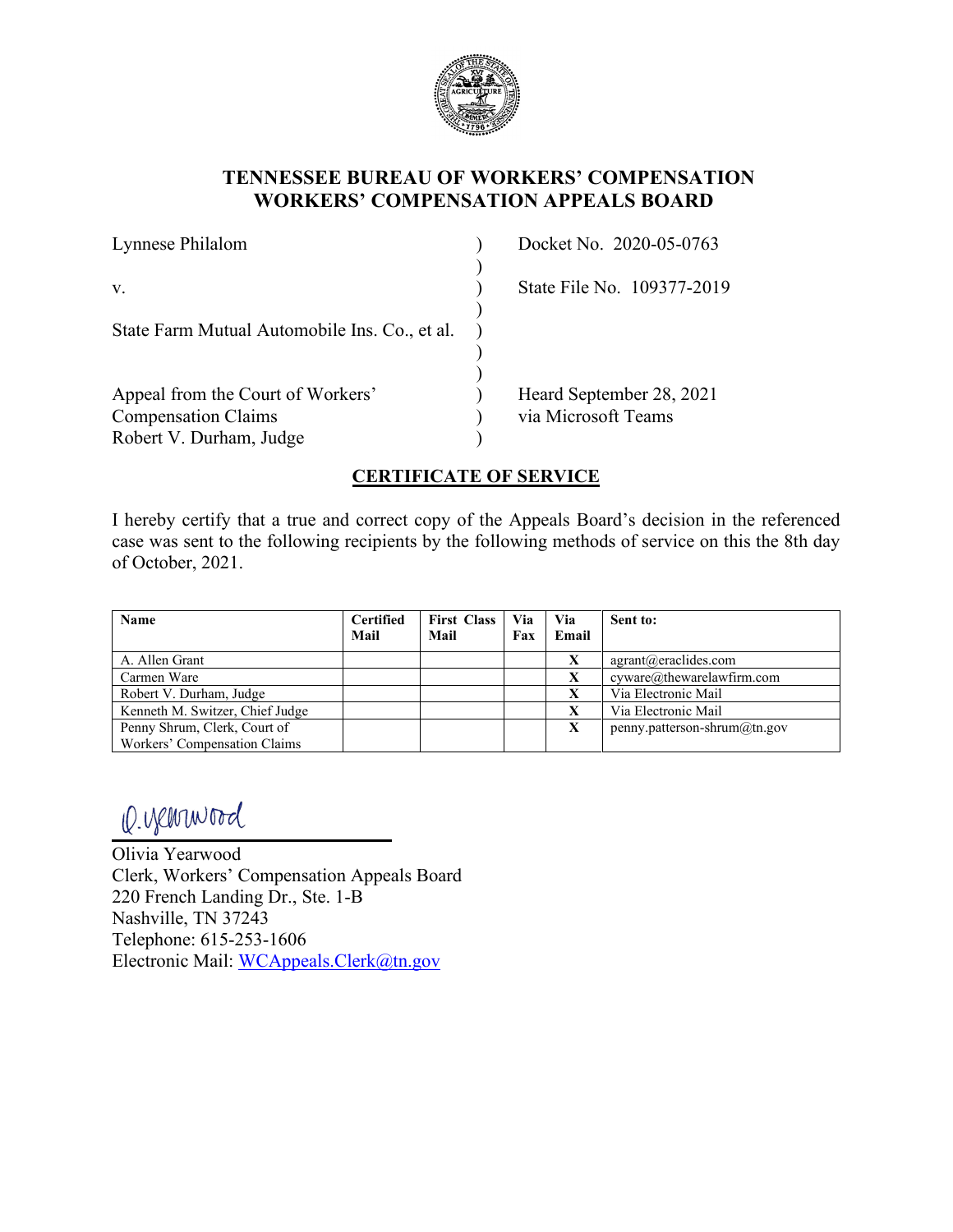# TENNESSEE BUREAU OF WORKERS' COMPENSATION
# WORKERS' COMPENSATION APPEALS BOARD

| | | |
|---|---|---|
| Lynnese Philalom | ) | Docket No. 2020-05-0763 |
| | ) | |
| v. | ) | State File No. 109377-2019 |
| | ) | |
| State Farm Mutual Automobile Ins. Co., et al. | ) | |
| | ) | |
| | ) | |
| Appeal from the Court of Workers' Compensation Claims | ) | Heard September 28, 2021 via Microsoft Teams |
| Robert V. Durham, Judge | ) | |

## CERTIFICATE OF SERVICE

I hereby certify that a true and correct copy of the Appeals Board's decision in the referenced case was sent to the following recipients by the following methods of service on this the 8th day of October, 2021.

| Name | Certified Mail | First Class Mail | Via Fax | Via Email | Sent to: |
|---|---|---|---|---|---|
| A. Allen Grant | | | | X | agrant@eraclides.com |
| Carmen Ware | | | | X | cyware@thewarelawfirm.com |
| Robert V. Durham, Judge | | | | X | Via Electronic Mail |
| Kenneth M. Switzer, Chief Judge | | | | X | Via Electronic Mail |
| Penny Shrum, Clerk, Court of Workers' Compensation Claims | | | | X | penny.patterson-shrum@tn.gov |

O. Yearwood

Olivia Yearwood
Clerk, Workers' Compensation Appeals Board
220 French Landing Dr., Ste. 1-B
Nashville, TN 37243
Telephone: 615-253-1606
Electronic Mail: WCAppeals.Clerk@tn.gov